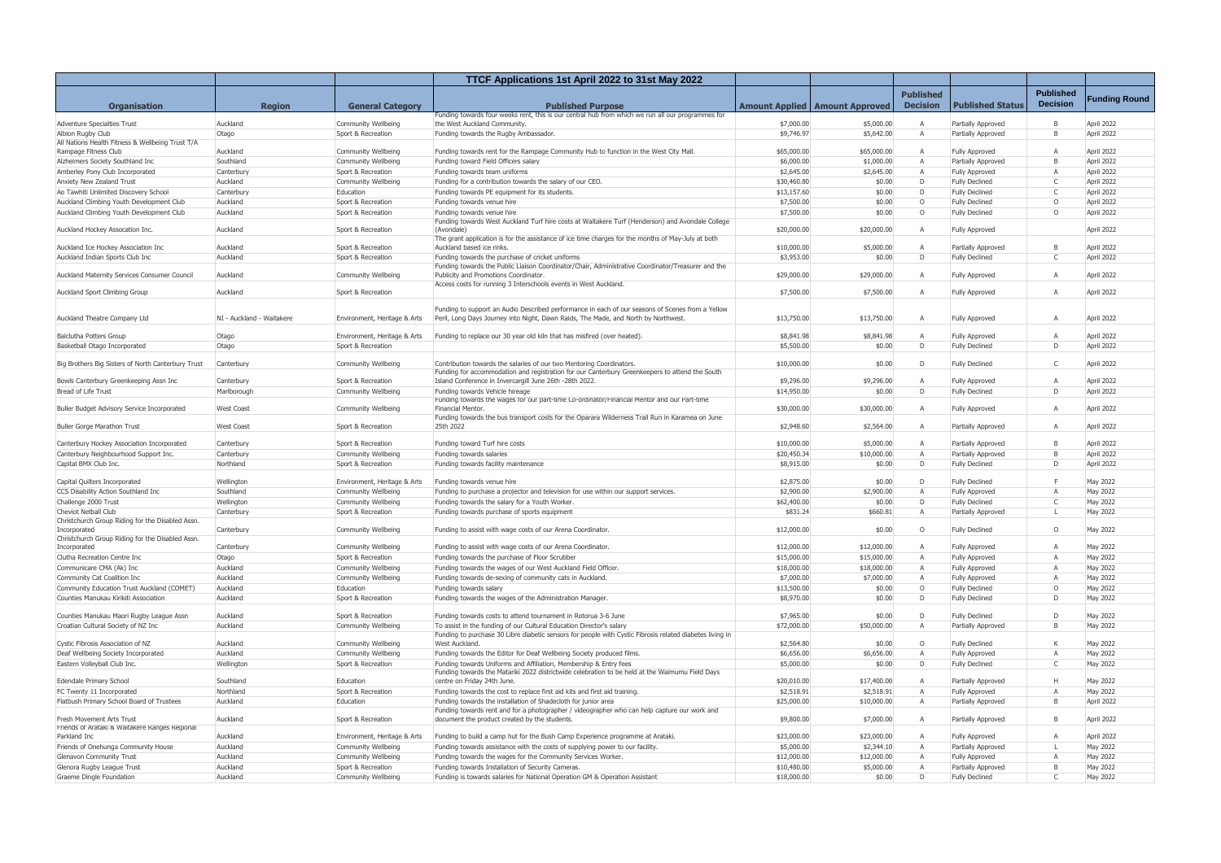## TTCF Applications 1st April 2022 to 31st May 2022

| Organisation | Region | General Category | Published Purpose | Amount Applied | Amount Approved | Published Decision | Published Status | Published Decision | Funding Round |
|---|---|---|---|---|---|---|---|---|---|
| Adventure Specialties Trust | Auckland | Community Wellbeing | Funding towards four weeks rent, this is our central hub from which we run all our programmes for the West Auckland Community. | $7,000.00 | $5,000.00 | A | Partially Approved | B | April 2022 |
| Albion Rugby Club | Otago | Sport & Recreation | Funding towards the Rugby Ambassador. | $9,746.97 | $5,642.00 | A | Partially Approved | B | April 2022 |
| All Nations Health Fitness & Wellbeing Trust T/A Rampage Fitness Club | Auckland | Community Wellbeing | Funding towards rent for the Rampage Community Hub to function in the West City Mall. | $65,000.00 | $65,000.00 | A | Fully Approved | A | April 2022 |
| Alzheimers Society Southland Inc | Southland | Community Wellbeing | Funding toward Field Officers salary | $6,000.00 | $1,000.00 | A | Partially Approved | B | April 2022 |
| Amberley Pony Club Incorporated | Canterbury | Sport & Recreation | Funding towards team uniforms | $2,645.00 | $2,645.00 | A | Fully Approved | A | April 2022 |
| Anxiety New Zealand Trust | Auckland | Community Wellbeing | Funding for a contribution towards the salary of our CEO. | $30,460.80 | $0.00 | D | Fully Declined | C | April 2022 |
| Ao Tawhiti Unlimited Discovery School | Canterbury | Education | Funding towards PE equipment for its students. | $13,157.60 | $0.00 | D | Fully Declined | C | April 2022 |
| Auckland Climbing Youth Development Club | Auckland | Sport & Recreation | Funding towards venue hire | $7,500.00 | $0.00 | O | Fully Declined | O | April 2022 |
| Auckland Climbing Youth Development Club | Auckland | Sport & Recreation | Funding towards venue hire | $7,500.00 | $0.00 | O | Fully Declined | O | April 2022 |
| Auckland Hockey Association Inc. | Auckland | Sport & Recreation | Funding towards West Auckland Turf hire costs at Waitakere Turf (Henderson) and Avondale College (Avondale) | $20,000.00 | $20,000.00 | A | Fully Approved | | April 2022 |
| Auckland Ice Hockey Association Inc | Auckland | Sport & Recreation | The grant application is for the assistance of ice time charges for the months of May-July at both Auckland based ice rinks. | $10,000.00 | $5,000.00 | A | Partially Approved | B | April 2022 |
| Auckland Indian Sports Club Inc | Auckland | Sport & Recreation | Funding towards the purchase of cricket uniforms | $3,953.00 | $0.00 | D | Fully Declined | C | April 2022 |
| Auckland Maternity Services Consumer Council | Auckland | Community Wellbeing | Funding towards the Public Liaison Coordinator/Chair, Administrative Coordinator/Treasurer and the Publicity and Promotions Coordinator. | $29,000.00 | $29,000.00 | A | Fully Approved | A | April 2022 |
| Auckland Sport Climbing Group | Auckland | Sport & Recreation | Access costs for running 3 Interschools events in West Auckland. | $7,500.00 | $7,500.00 | A | Fully Approved | A | April 2022 |
| Auckland Theatre Company Ltd | NI - Auckland - Waitakere | Environment, Heritage & Arts | Funding to support an Audio Described performance in each of our seasons of Scenes from a Yellow Peril, Long Days Journey into Night, Dawn Raids, The Made, and North by Northwest. | $13,750.00 | $13,750.00 | A | Fully Approved | A | April 2022 |
| Balclutha Potters Group | Otago | Environment, Heritage & Arts | Funding to replace our 30 year old kiln that has misfired (over heated). | $8,841.98 | $8,841.98 | A | Fully Approved | A | April 2022 |
| Basketball Otago Incorporated | Otago | Sport & Recreation | | $5,500.00 | $0.00 | D | Fully Declined | D | April 2022 |
| Big Brothers Big Sisters of North Canterbury Trust | Canterbury | Community Wellbeing | Contribution towards the salaries of our two Mentoring Coordinators. | $10,000.00 | $0.00 | D | Fully Declined | C | April 2022 |
| Bowls Canterbury Greenkeeping Assn Inc | Canterbury | Sport & Recreation | Funding for accommodation and registration for our Canterbury Greenkeepers to attend the South Island Conference in Invercargill June 26th -28th 2022. | $9,296.00 | $9,296.00 | A | Fully Approved | A | April 2022 |
| Bread of Life Trust | Marlborough | Community Wellbeing | Funding towards Vehicle hireage | $14,950.00 | $0.00 | D | Fully Declined | D | April 2022 |
| Buller Budget Advisory Service Incorporated | West Coast | Community Wellbeing | Funding towards the wages for our part-time Co-ordinator/Financial Mentor and our Part-time Financial Mentor. | $30,000.00 | $30,000.00 | A | Fully Approved | A | April 2022 |
| Buller Gorge Marathon Trust | West Coast | Sport & Recreation | Funding towards the bus transport costs for the Oparara Wilderness Trail Run in Karamea on June 25th 2022 | $2,948.60 | $2,564.00 | A | Partially Approved | A | April 2022 |
| Canterbury Hockey Association Incorporated | Canterbury | Sport & Recreation | Funding toward Turf hire costs | $10,000.00 | $5,000.00 | A | Partially Approved | B | April 2022 |
| Canterbury Neighbourhood Support Inc. | Canterbury | Community Wellbeing | Funding towards salaries | $20,450.34 | $10,000.00 | A | Partially Approved | B | April 2022 |
| Capital BMX Club Inc. | Northland | Sport & Recreation | Funding towards facility maintenance | $8,915.00 | $0.00 | D | Fully Declined | D | April 2022 |
| Capital Quilters Incorporated | Wellington | Environment, Heritage & Arts | Funding towards venue hire | $2,875.00 | $0.00 | D | Fully Declined | F | May 2022 |
| CCS Disability Action Southland Inc | Southland | Community Wellbeing | Funding to purchase a projector and television for use within our support services. | $2,900.00 | $2,900.00 | A | Fully Approved | A | May 2022 |
| Challenge 2000 Trust | Wellington | Community Wellbeing | Funding towards the salary for a Youth Worker. | $62,400.00 | $0.00 | D | Fully Declined | C | May 2022 |
| Cheviot Netball Club | Canterbury | Sport & Recreation | Funding towards purchase of sports equipment | $831.24 | $660.81 | A | Partially Approved | L | May 2022 |
| Christchurch Group Riding for the Disabled Assn. Incorporated | Canterbury | Community Wellbeing | Funding to assist with wage costs of our Arena Coordinator. | $12,000.00 | $0.00 | O | Fully Declined | O | May 2022 |
| Christchurch Group Riding for the Disabled Assn. Incorporated | Canterbury | Community Wellbeing | Funding to assist with wage costs of our Arena Coordinator. | $12,000.00 | $12,000.00 | A | Fully Approved | A | May 2022 |
| Clutha Recreation Centre Inc | Otago | Sport & Recreation | Funding towards the purchase of Floor Scrubber | $15,000.00 | $15,000.00 | A | Fully Approved | A | May 2022 |
| Communicare CMA (Ak) Inc | Auckland | Community Wellbeing | Funding towards the wages of our West Auckland Field Officer. | $18,000.00 | $18,000.00 | A | Fully Approved | A | May 2022 |
| Community Cat Coalition Inc | Auckland | Community Wellbeing | Funding towards de-sexing of community cats in Auckland. | $7,000.00 | $7,000.00 | A | Fully Approved | A | May 2022 |
| Community Education Trust Auckland (COMET) | Auckland | Education | Funding towards salary | $13,500.00 | $0.00 | O | Fully Declined | O | May 2022 |
| Counties Manukau Kirikiti Association | Auckland | Sport & Recreation | Funding towards the wages of the Administration Manager. | $8,970.00 | $0.00 | D | Fully Declined | D | May 2022 |
| Counties Manukau Maori Rugby League Assn | Auckland | Sport & Recreation | Funding towards costs to attend tournament in Rotorua 3-6 June | $7,965.00 | $0.00 | D | Fully Declined | D | May 2022 |
| Croatian Cultural Society of NZ Inc | Auckland | Community Wellbeing | To assist in the funding of our Cultural Education Director's salary | $72,000.00 | $50,000.00 | A | Partially Approved | B | May 2022 |
| Cystic Fibrosis Association of NZ | Auckland | Community Wellbeing | Funding to purchase 30 Libre diabetic sensors for people with Cystic Fibrosis related diabetes living in West Auckland. | $2,564.80 | $0.00 | O | Fully Declined | K | May 2022 |
| Deaf Wellbeing Society Incorporated | Auckland | Community Wellbeing | Funding towards the Editor for Deaf Wellbeing Society produced films. | $6,656.00 | $6,656.00 | A | Fully Approved | A | May 2022 |
| Eastern Volleyball Club Inc. | Wellington | Sport & Recreation | Funding towards Uniforms and Affiliation, Membership & Entry fees | $5,000.00 | $0.00 | D | Fully Declined | C | May 2022 |
| Edendale Primary School | Southland | Education | Funding towards the Matariki 2022 districtwide celebration to be held at the Waimumu Field Days centre on Friday 24th June. | $20,010.00 | $17,400.00 | A | Partially Approved | H | May 2022 |
| FC Twenty 11 Incorporated | Northland | Sport & Recreation | Funding towards the cost to replace first aid kits and first aid training. | $2,518.91 | $2,518.91 | A | Fully Approved | A | May 2022 |
| Flatbush Primary School Board of Trustees | Auckland | Education | Funding towards the installation of Shadecloth for junior area | $25,000.00 | $10,000.00 | A | Partially Approved | B | April 2022 |
| Fresh Movement Arts Trust | Auckland | Sport & Recreation | Funding towards rent and for a photographer / videographer who can help capture our work and document the product created by the students. | $9,800.00 | $7,000.00 | A | Partially Approved | B | April 2022 |
| Friends of Arataki & Waitakere Ranges Regional Parkland Inc | Auckland | Environment, Heritage & Arts | Funding to build a camp hut for the Bush Camp Experience programme at Arataki. | $23,000.00 | $23,000.00 | A | Fully Approved | A | April 2022 |
| Friends of Onehunga Community House | Auckland | Community Wellbeing | Funding towards assistance with the costs of supplying power to our facility. | $5,000.00 | $2,344.10 | A | Partially Approved | L | May 2022 |
| Glenavon Community Trust | Auckland | Community Wellbeing | Funding towards the wages for the Community Services Worker. | $12,000.00 | $12,000.00 | A | Fully Approved | A | May 2022 |
| Glenora Rugby League Trust | Auckland | Sport & Recreation | Funding towards Installation of Security Cameras. | $10,480.00 | $5,000.00 | A | Partially Approved | B | May 2022 |
| Graeme Dingle Foundation | Auckland | Community Wellbeing | Funding is towards salaries for National Operation GM & Operation Assistant | $18,000.00 | $0.00 | D | Fully Declined | C | May 2022 |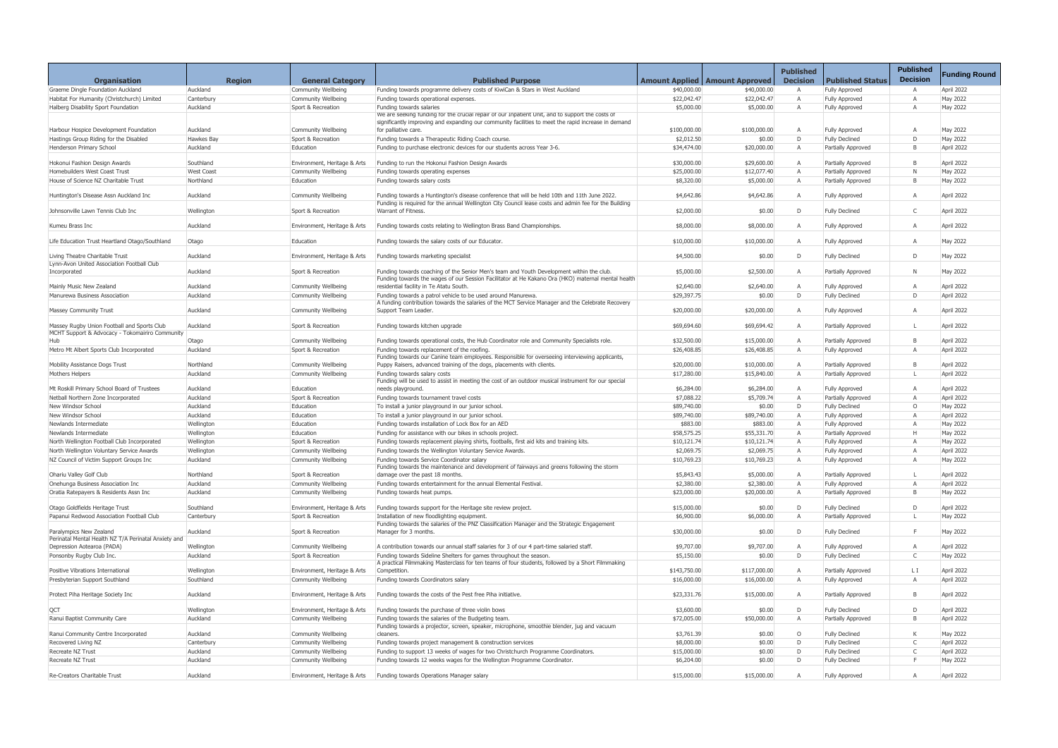| Organisation | Region | General Category | Published Purpose | Amount Applied | Amount Approved | Published Decision | Published Status | Published Decision | Funding Round |
|---|---|---|---|---|---|---|---|---|---|
| Graeme Dingle Foundation Auckland | Auckland | Community Wellbeing | Funding towards programme delivery costs of KiwiCan & Stars in West Auckland | $40,000.00 | $40,000.00 | A | Fully Approved | A | April 2022 |
| Habitat For Humanity (Christchurch) Limited | Canterbury | Community Wellbeing | Funding towards operational expenses. | $22,042.47 | $22,042.47 | A | Fully Approved | A | May 2022 |
| Halberg Disability Sport Foundation | Auckland | Sport & Recreation | Funding towards salaries | $5,000.00 | $5,000.00 | A | Fully Approved | A | May 2022 |
| Harbour Hospice Development Foundation | Auckland | Community Wellbeing | We are seeking funding for the crucial repair of our Inpatient Unit, and to support the costs of significantly improving and expanding our community facilities to meet the rapid increase in demand for palliative care. | $100,000.00 | $100,000.00 | A | Fully Approved | A | May 2022 |
| Hastings Group Riding for the Disabled | Hawkes Bay | Sport & Recreation | Funding towards a Therapeutic Riding Coach course. | $2,012.50 | $0.00 | D | Fully Declined | D | May 2022 |
| Henderson Primary School | Auckland | Education | Funding to purchase electronic devices for our students across Year 3-6. | $34,474.00 | $20,000.00 | A | Partially Approved | B | April 2022 |
| Hokonui Fashion Design Awards | Southland | Environment, Heritage & Arts | Funding to run the Hokonui Fashion Design Awards | $30,000.00 | $29,600.00 | A | Partially Approved | B | April 2022 |
| Homebuilders West Coast Trust | West Coast | Community Wellbeing | Funding towards operating expenses | $25,000.00 | $12,077.40 | A | Partially Approved | N | May 2022 |
| House of Science NZ Charitable Trust | Northland | Education | Funding towards salary costs | $8,320.00 | $5,000.00 | A | Partially Approved | B | May 2022 |
| Huntington's Disease Assn Auckland Inc | Auckland | Community Wellbeing | Funding towards a Huntington's disease conference that will be held 10th and 11th June 2022. | $4,642.86 | $4,642.86 | A | Fully Approved | A | April 2022 |
| Johnsonville Lawn Tennis Club Inc | Wellington | Sport & Recreation | Funding is required for the annual Wellington City Council lease costs and admin fee for the Building Warrant of Fitness. | $2,000.00 | $0.00 | D | Fully Declined | C | April 2022 |
| Kumeu Brass Inc | Auckland | Environment, Heritage & Arts | Funding towards costs relating to Wellington Brass Band Championships. | $8,000.00 | $8,000.00 | A | Fully Approved | A | April 2022 |
| Life Education Trust Heartland Otago/Southland | Otago | Education | Funding towards the salary costs of our Educator. | $10,000.00 | $10,000.00 | A | Fully Approved | A | May 2022 |
| Living Theatre Charitable Trust | Auckland | Environment, Heritage & Arts | Funding towards marketing specialist | $4,500.00 | $0.00 | D | Fully Declined | D | May 2022 |
| Lynn-Avon United Association Football Club Incorporated | Auckland | Sport & Recreation | Funding towards coaching of the Senior Men's team and Youth Development within the club. | $5,000.00 | $2,500.00 | A | Partially Approved | N | May 2022 |
| Mainly Music New Zealand | Auckland | Community Wellbeing | Funding towards the wages of our Session Facilitator at He Kakano Ora (HKO) maternal mental health residential facility in Te Atatu South. | $2,640.00 | $2,640.00 | A | Fully Approved | A | April 2022 |
| Manurewa Business Association | Auckland | Community Wellbeing | Funding towards a patrol vehicle to be used around Manurewa. | $29,397.75 | $0.00 | D | Fully Declined | D | April 2022 |
| Massey Community Trust | Auckland | Community Wellbeing | A funding contribution towards the salaries of the MCT Service Manager and the Celebrate Recovery Support Team Leader. | $20,000.00 | $20,000.00 | A | Fully Approved | A | April 2022 |
| Massey Rugby Union Football and Sports Club | Auckland | Sport & Recreation | Funding towards kitchen upgrade | $69,694.60 | $69,694.42 | A | Partially Approved | L | April 2022 |
| MCHT Support & Advocacy - Tokomairiro Community Hub | Otago | Community Wellbeing | Funding towards operational costs, the Hub Coordinator role and Community Specialists role. | $32,500.00 | $15,000.00 | A | Partially Approved | B | April 2022 |
| Metro Mt Albert Sports Club Incorporated | Auckland | Sport & Recreation | Funding towards replacement of the roofing. | $26,408.85 | $26,408.85 | A | Fully Approved | A | April 2022 |
| Mobility Assistance Dogs Trust | Northland | Community Wellbeing | Funding towards our Canine team employees. Responsible for overseeing interviewing applicants, Puppy Raisers, advanced training of the dogs, placements with clients. | $20,000.00 | $10,000.00 | A | Partially Approved | B | April 2022 |
| Mothers Helpers | Auckland | Community Wellbeing | Funding towards salary costs | $17,280.00 | $15,840.00 | A | Partially Approved | L | April 2022 |
| Mt Roskill Primary School Board of Trustees | Auckland | Education | Funding will be used to assist in meeting the cost of an outdoor musical instrument for our special needs playground. | $6,284.00 | $6,284.00 | A | Fully Approved | A | April 2022 |
| Netball Northern Zone Incorporated | Auckland | Sport & Recreation | Funding towards tournament travel costs | $7,088.22 | $5,709.74 | A | Partially Approved | A | April 2022 |
| New Windsor School | Auckland | Education | To install a junior playground in our junior school. | $89,740.00 | $0.00 | D | Fully Declined | O | May 2022 |
| New Windsor School | Auckland | Education | To install a junior playground in our junior school. | $89,740.00 | $89,740.00 | A | Fully Approved | A | April 2022 |
| Newlands Intermediate | Wellington | Education | Funding towards installation of Lock Box for an AED | $883.00 | $883.00 | A | Fully Approved | A | May 2022 |
| Newlands Intermediate | Wellington | Education | Funding for assistance with our bikes in schools project. | $58,575.25 | $55,331.70 | A | Partially Approved | H | May 2022 |
| North Wellington Football Club Incorporated | Wellington | Sport & Recreation | Funding towards replacement playing shirts, footballs, first aid kits and training kits. | $10,121.74 | $10,121.74 | A | Fully Approved | A | May 2022 |
| North Wellington Voluntary Service Awards | Wellington | Community Wellbeing | Funding towards the Wellington Voluntary Service Awards. | $2,069.75 | $2,069.75 | A | Fully Approved | A | April 2022 |
| NZ Council of Victim Support Groups Inc | Auckland | Community Wellbeing | Funding towards Service Coordinator salary | $10,769.23 | $10,769.23 | A | Fully Approved | A | May 2022 |
| Ohariu Valley Golf Club | Northland | Sport & Recreation | Funding towards the maintenance and development of fairways and greens following the storm damage over the past 18 months. | $5,843.43 | $5,000.00 | A | Partially Approved | L | April 2022 |
| Onehunga Business Association Inc | Auckland | Community Wellbeing | Funding towards entertainment for the annual Elemental Festival. | $2,380.00 | $2,380.00 | A | Fully Approved | A | April 2022 |
| Oratia Ratepayers & Residents Assn Inc | Auckland | Community Wellbeing | Funding towards heat pumps. | $23,000.00 | $20,000.00 | A | Partially Approved | B | May 2022 |
| Otago Goldfields Heritage Trust | Southland | Environment, Heritage & Arts | Funding towards support for the Heritage site review project. | $15,000.00 | $0.00 | D | Fully Declined | D | April 2022 |
| Papanui Redwood Association Football Club | Canterbury | Sport & Recreation | Installation of new floodlighting equipment. | $6,900.00 | $6,000.00 | A | Partially Approved | L | May 2022 |
| Paralympics New Zealand | Auckland | Sport & Recreation | Funding towards the salaries of the PNZ Classification Manager and the Strategic Engagement Manager for 3 months. | $30,000.00 | $0.00 | D | Fully Declined | F | May 2022 |
| Perinatal Mental Health NZ T/A Perinatal Anxiety and Depression Aotearoa (PADA) | Wellington | Community Wellbeing | A contribution towards our annual staff salaries for 3 of our 4 part-time salaried staff. | $9,707.00 | $9,707.00 | A | Fully Approved | A | April 2022 |
| Ponsonby Rugby Club Inc. | Auckland | Sport & Recreation | Funding towards Sideline Shelters for games throughout the season. | $5,150.00 | $0.00 | D | Fully Declined | C | May 2022 |
| Positive Vibrations International | Wellington | Environment, Heritage & Arts | A practical Filmmaking Masterclass for ten teams of four students, followed by a Short Filmmaking Competition. | $143,750.00 | $117,000.00 | A | Partially Approved | L I | April 2022 |
| Presbyterian Support Southland | Southland | Community Wellbeing | Funding towards Coordinators salary | $16,000.00 | $16,000.00 | A | Fully Approved | A | April 2022 |
| Protect Piha Heritage Society Inc | Auckland | Environment, Heritage & Arts | Funding towards the costs of the Pest free Piha initiative. | $23,331.76 | $15,000.00 | A | Partially Approved | B | April 2022 |
| QCT | Wellington | Environment, Heritage & Arts | Funding towards the purchase of three violin bows | $3,600.00 | $0.00 | D | Fully Declined | D | April 2022 |
| Ranui Baptist Community Care | Auckland | Community Wellbeing | Funding towards the salaries of the Budgeting team. | $72,005.00 | $50,000.00 | A | Partially Approved | B | April 2022 |
| Ranui Community Centre Incorporated | Auckland | Community Wellbeing | Funding towards a projector, screen, speaker, microphone, smoothie blender, jug and vacuum cleaners. | $3,761.39 | $0.00 | O | Fully Declined | K | May 2022 |
| Recovered Living NZ | Canterbury | Community Wellbeing | Funding towards project management & construction services | $8,000.00 | $0.00 | D | Fully Declined | C | April 2022 |
| Recreate NZ Trust | Auckland | Community Wellbeing | Funding to support 13 weeks of wages for two Christchurch Programme Coordinators. | $15,000.00 | $0.00 | D | Fully Declined | C | April 2022 |
| Recreate NZ Trust | Auckland | Community Wellbeing | Funding towards 12 weeks wages for the Wellington Programme Coordinator. | $6,204.00 | $0.00 | D | Fully Declined | F | May 2022 |
| Re-Creators Charitable Trust | Auckland | Environment, Heritage & Arts | Funding towards Operations Manager salary | $15,000.00 | $15,000.00 | A | Fully Approved | A | April 2022 |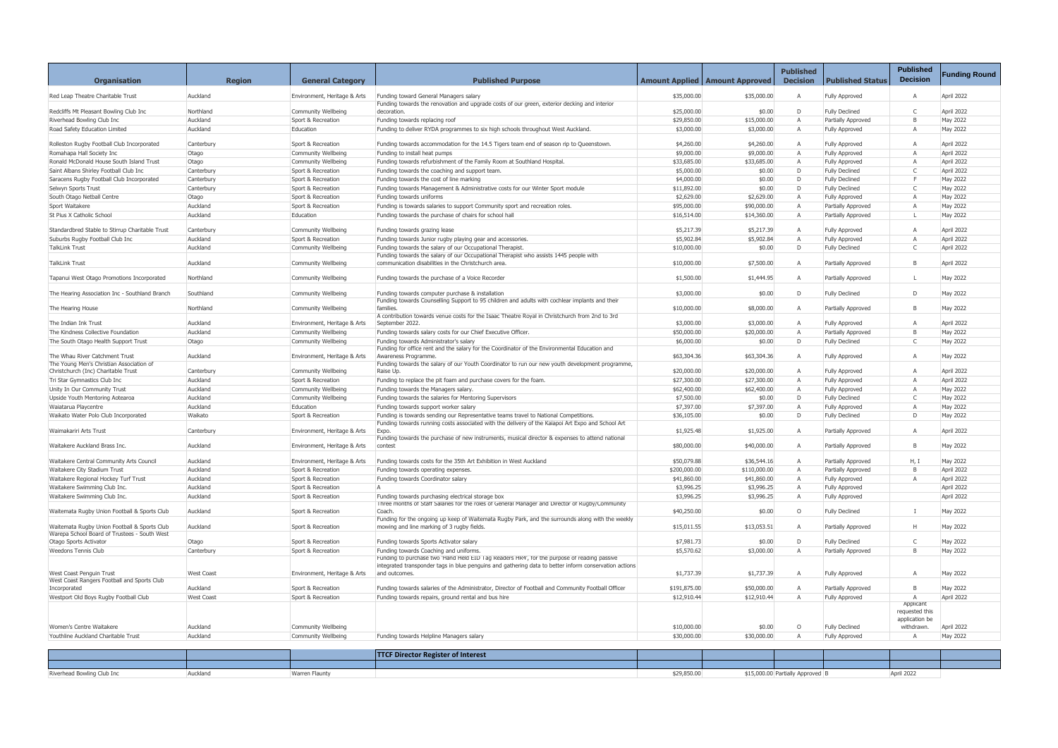| Organisation | Region | General Category | Published Purpose | Amount Applied | Amount Approved | Published Decision | Published Status | Published Decision | Funding Round |
|---|---|---|---|---|---|---|---|---|---|
| Red Leap Theatre Charitable Trust | Auckland | Environment, Heritage & Arts | Funding toward General Managers salary | $35,000.00 | $35,000.00 | A | Fully Approved | A | April 2022 |
| Redcliffs Mt Pleasant Bowling Club Inc | Northland | Community Wellbeing | Funding towards the renovation and upgrade costs of our green, exterior decking and interior decoration. | $25,000.00 | $0.00 | D | Fully Declined | C | April 2022 |
| Riverhead Bowling Club Inc | Auckland | Sport & Recreation | Funding towards replacing roof | $29,850.00 | $15,000.00 | A | Partially Approved | B | May 2022 |
| Road Safety Education Limited | Auckland | Education | Funding to deliver RYDA programmes to six high schools throughout West Auckland. | $3,000.00 | $3,000.00 | A | Fully Approved | A | May 2022 |
| Rolleston Rugby Football Club Incorporated | Canterbury | Sport & Recreation | Funding towards accommodation for the 14.5 Tigers team end of season rip to Queenstown. | $4,260.00 | $4,260.00 | A | Fully Approved | A | April 2022 |
| Romahapa Hall Society Inc | Otago | Community Wellbeing | Funding to install heat pumps | $9,000.00 | $9,000.00 | A | Fully Approved | A | April 2022 |
| Ronald McDonald House South Island Trust | Otago | Community Wellbeing | Funding towards refurbishment of the Family Room at Southland Hospital. | $33,685.00 | $33,685.00 | A | Fully Approved | A | April 2022 |
| Saint Albans Shirley Football Club Inc | Canterbury | Sport & Recreation | Funding towards the coaching and support team. | $5,000.00 | $0.00 | D | Fully Declined | C | April 2022 |
| Saracens Rugby Football Club Incorporated | Canterbury | Sport & Recreation | Funding towards the cost of line marking | $4,000.00 | $0.00 | D | Fully Declined | F | May 2022 |
| Selwyn Sports Trust | Canterbury | Sport & Recreation | Funding towards Management & Administrative costs for our Winter Sport module | $11,892.00 | $0.00 | D | Fully Declined | C | May 2022 |
| South Otago Netball Centre | Otago | Sport & Recreation | Funding towards uniforms | $2,629.00 | $2,629.00 | A | Fully Approved | A | May 2022 |
| Sport Waitakere | Auckland | Sport & Recreation | Funding is towards salaries to support Community sport and recreation roles. | $95,000.00 | $90,000.00 | A | Partially Approved | A | May 2022 |
| St Pius X Catholic School | Auckland | Education | Funding towards the purchase of chairs for school hall | $16,514.00 | $14,360.00 | A | Partially Approved | L | May 2022 |
| Standardbred Stable to Stirrup Charitable Trust | Canterbury | Community Wellbeing | Funding towards grazing lease | $5,217.39 | $5,217.39 | A | Fully Approved | A | April 2022 |
| Suburbs Rugby Football Club Inc | Auckland | Sport & Recreation | Funding towards Junior rugby playing gear and accessories. | $5,902.84 | $5,902.84 | A | Fully Approved | A | April 2022 |
| TalkLink Trust | Auckland | Community Wellbeing | Funding towards the salary of our Occupational Therapist. | $10,000.00 | $0.00 | D | Fully Declined | C | April 2022 |
| TalkLink Trust | Auckland | Community Wellbeing | Funding towards the salary of our Occupational Therapist who assists 1445 people with communication disabilities in the Christchurch area. | $10,000.00 | $7,500.00 | A | Partially Approved | B | April 2022 |
| Tapanui West Otago Promotions Incorporated | Northland | Community Wellbeing | Funding towards the purchase of a Voice Recorder | $1,500.00 | $1,444.95 | A | Partially Approved | L | May 2022 |
| The Hearing Association Inc - Southland Branch | Southland | Community Wellbeing | Funding towards computer purchase & installation | $3,000.00 | $0.00 | D | Fully Declined | D | May 2022 |
| The Hearing House | Northland | Community Wellbeing | Funding towards Counselling Support to 95 children and adults with cochlear implants and their families. | $10,000.00 | $8,000.00 | A | Partially Approved | B | May 2022 |
| The Indian Ink Trust | Auckland | Environment, Heritage & Arts | A contribution towards venue costs for the Isaac Theatre Royal in Christchurch from 2nd to 3rd September 2022. | $3,000.00 | $3,000.00 | A | Fully Approved | A | April 2022 |
| The Kindness Collective Foundation | Auckland | Community Wellbeing | Funding towards salary costs for our Chief Executive Officer. | $50,000.00 | $20,000.00 | A | Partially Approved | B | May 2022 |
| The South Otago Health Support Trust | Otago | Community Wellbeing | Funding towards Administrator's salary | $6,000.00 | $0.00 | D | Fully Declined | C | May 2022 |
| The Whau River Catchment Trust | Auckland | Environment, Heritage & Arts | Funding for office rent and the salary for the Coordinator of the Environmental Education and Awareness Programme. | $63,304.36 | $63,304.36 | A | Fully Approved | A | May 2022 |
| The Young Men's Christian Association of Christchurch (Inc) Charitable Trust | Canterbury | Community Wellbeing | Funding towards the salary of our Youth Coordinator to run our new youth development programme, Raise Up. | $20,000.00 | $20,000.00 | A | Fully Approved | A | April 2022 |
| Tri Star Gymnastics Club Inc | Auckland | Sport & Recreation | Funding to replace the pit foam and purchase covers for the foam. | $27,300.00 | $27,300.00 | A | Fully Approved | A | April 2022 |
| Unity In Our Community Trust | Auckland | Community Wellbeing | Funding towards the Managers salary. | $62,400.00 | $62,400.00 | A | Fully Approved | A | May 2022 |
| Upside Youth Mentoring Aotearoa | Auckland | Community Wellbeing | Funding towards the salaries for Mentoring Supervisors | $7,500.00 | $0.00 | D | Fully Declined | C | May 2022 |
| Waiatarua Playcentre | Auckland | Education | Funding towards support worker salary | $7,397.00 | $7,397.00 | A | Fully Approved | A | May 2022 |
| Waikato Water Polo Club Incorporated | Waikato | Sport & Recreation | Funding is towards sending our Representative teams travel to National Competitions. | $36,105.00 | $0.00 | D | Fully Declined | D | May 2022 |
| Waimakariri Arts Trust | Canterbury | Environment, Heritage & Arts | Funding towards running costs associated with the delivery of the Kaiapoi Art Expo and School Art Expo. | $1,925.48 | $1,925.00 | A | Partially Approved | A | April 2022 |
| Waitakere Auckland Brass Inc. | Auckland | Environment, Heritage & Arts | Funding towards the purchase of new instruments, musical director & expenses to attend national contest | $80,000.00 | $40,000.00 | A | Partially Approved | B | May 2022 |
| Waitakere Central Community Arts Council | Auckland | Environment, Heritage & Arts | Funding towards costs for the 35th Art Exhibition in West Auckland | $50,079.88 | $36,544.16 | A | Partially Approved | H, I | May 2022 |
| Waitakere City Stadium Trust | Auckland | Sport & Recreation | Funding towards operating expenses. | $200,000.00 | $110,000.00 | A | Partially Approved | B | April 2022 |
| Waitakere Regional Hockey Turf Trust | Auckland | Sport & Recreation | Funding towards Coordinator salary | $41,860.00 | $41,860.00 | A | Fully Approved | A | May 2022 |
| Waitakere Swimming Club Inc. | Auckland | Sport & Recreation | A | $3,996.25 | $3,996.25 | A | Fully Approved | | April 2022 |
| Waitakere Swimming Club Inc. | Auckland | Sport & Recreation | Funding towards purchasing electrical storage box | $3,996.25 | $3,996.25 | A | Fully Approved | | April 2022 |
| Waitemata Rugby Union Football & Sports Club | Auckland | Sport & Recreation | Three months of Staff Salaries for the roles of General Manager and Director of Rugby/Community Coach. | $40,250.00 | $0.00 | O | Fully Declined | I | May 2022 |
| Waitemata Rugby Union Football & Sports Club | Auckland | Sport & Recreation | Funding for the ongoing up keep of Waitemata Rugby Park, and the surrounds along with the weekly mowing and line marking of 3 rugby fields. | $15,011.55 | $13,053.51 | A | Partially Approved | H | May 2022 |
| Warepa School Board of Trustees - South West Otago Sports Activator | Otago | Sport & Recreation | Funding towards Sports Activator salary | $7,981.73 | $0.00 | D | Fully Declined | C | May 2022 |
| Weedons Tennis Club | Canterbury | Sport & Recreation | Funding towards Coaching and uniforms. | $5,570.62 | $3,000.00 | A | Partially Approved | B | May 2022 |
| West Coast Penguin Trust | West Coast | Environment, Heritage & Arts | Funding to purchase two 'Hand Held EID Tag Readers HR4', for the purpose of reading passive integrated transponder tags in blue penguins and gathering data to better inform conservation actions and outcomes. | $1,737.39 | $1,737.39 | A | Fully Approved | A | May 2022 |
| West Coast Rangers Football and Sports Club Incorporated | Auckland | Sport & Recreation | Funding towards salaries of the Administrator, Director of Football and Community Football Officer | $191,875.00 | $50,000.00 | A | Partially Approved | B | May 2022 |
| Westport Old Boys Rugby Football Club | West Coast | Sport & Recreation | Funding towards repairs, ground rental and bus hire | $12,910.44 | $12,910.44 | A | Fully Approved | A | April 2022 |
| Women's Centre Waitakere | Auckland | Community Wellbeing | | $10,000.00 | $0.00 | O | Fully Declined | Applicant requested this application be withdrawn. | April 2022 |
| Youthline Auckland Charitable Trust | Auckland | Community Wellbeing | Funding towards Helpline Managers salary | $30,000.00 | $30,000.00 | A | Fully Approved | A | May 2022 |

| | | | TTCF Director Register of Interest | | | | | | |
|---|---|---|---|---|---|---|---|---|---|
| Riverhead Bowling Club Inc | Auckland | Warren Flaunty | | $29,850.00 | $15,000.00 | Partially Approved | B | April 2022 | |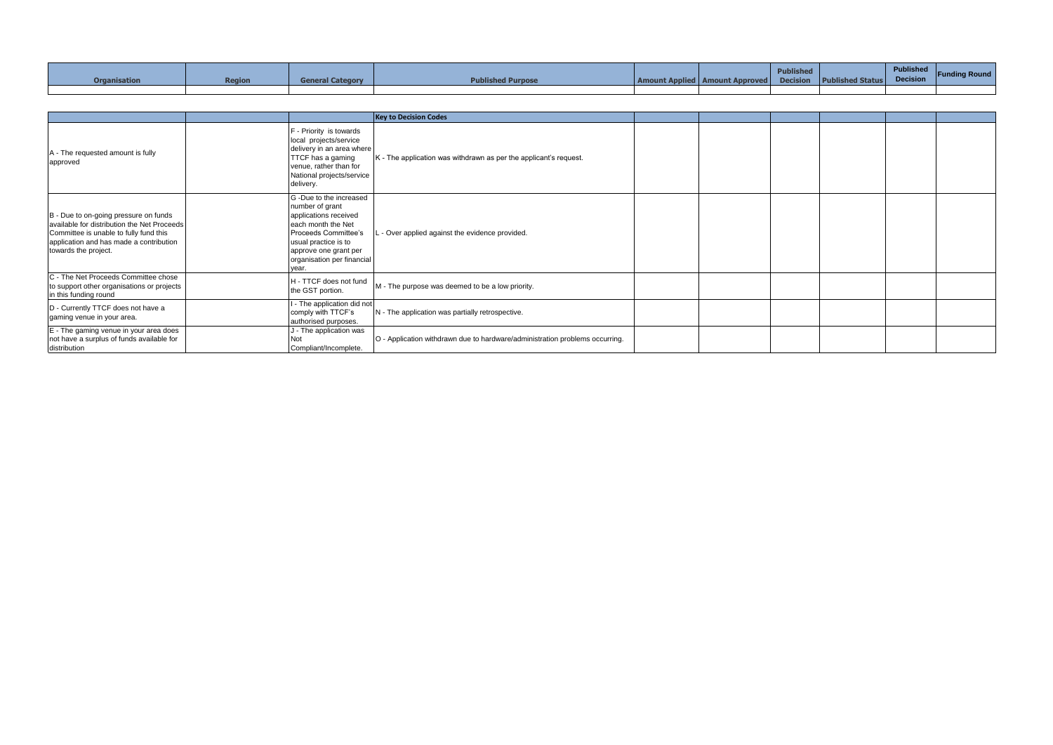| Organisation | Region | General Category | Published Purpose | Amount Applied | Amount Approved | Published Decision | Published Status | Published Decision | Funding Round |
|---|---|---|---|---|---|---|---|---|---|
| | | | | | | | | | |

| | | | Key to Decision Codes | | | | | | |
|---|---|---|---|---|---|---|---|---|---|
| A - The requested amount is fully approved | | F - Priority is towards local projects/service delivery in an area where TTCF has a gaming venue, rather than for National projects/service delivery. | K - The application was withdrawn as per the applicant's request. | | | | | | |
| B - Due to on-going pressure on funds available for distribution the Net Proceeds Committee is unable to fully fund this application and has made a contribution towards the project. | | G -Due to the increased number of grant applications received each month the Net Proceeds Committee's usual practice is to approve one grant per organisation per financial year. | L - Over applied against the evidence provided. | | | | | | |
| C - The Net Proceeds Committee chose to support other organisations or projects in this funding round | | H - TTCF does not fund the GST portion. | M - The purpose was deemed to be a low priority. | | | | | | |
| D - Currently TTCF does not have a gaming venue in your area. | | I - The application did not comply with TTCF's authorised purposes. | N - The application was partially retrospective. | | | | | | |
| E - The gaming venue in your area does not have a surplus of funds available for distribution | | J - The application was Not Compliant/Incomplete. | O - Application withdrawn due to hardware/administration problems occurring. | | | | | | |